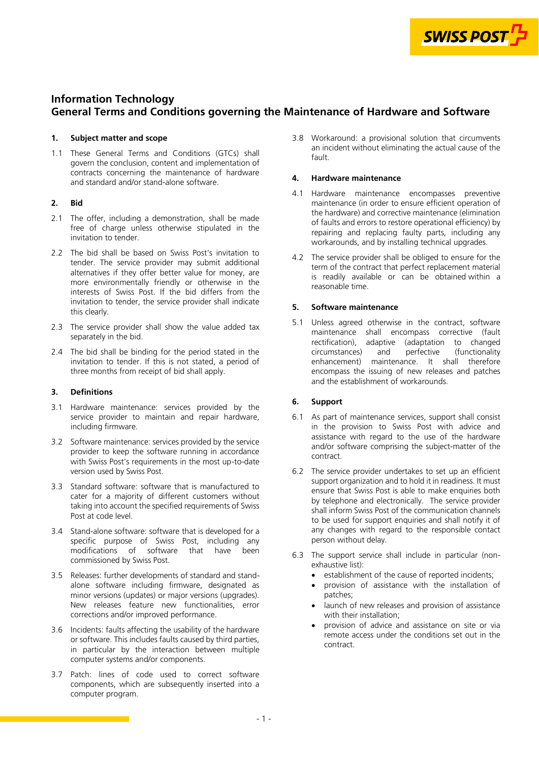# Information Technology
# General Terms and Conditions governing the Maintenance of Hardware and Software

## 1. Subject matter and scope

1.1 These General Terms and Conditions (GTCs) shall govern the conclusion, content and implementation of contracts concerning the maintenance of hardware and standard and/or stand-alone software.

## 2. Bid

2.1 The offer, including a demonstration, shall be made free of charge unless otherwise stipulated in the invitation to tender.

2.2 The bid shall be based on Swiss Post's invitation to tender. The service provider may submit additional alternatives if they offer better value for money, are more environmentally friendly or otherwise in the interests of Swiss Post. If the bid differs from the invitation to tender, the service provider shall indicate this clearly.

2.3 The service provider shall show the value added tax separately in the bid.

2.4 The bid shall be binding for the period stated in the invitation to tender. If this is not stated, a period of three months from receipt of bid shall apply.

## 3. Definitions

3.1 Hardware maintenance: services provided by the service provider to maintain and repair hardware, including firmware.

3.2 Software maintenance: services provided by the service provider to keep the software running in accordance with Swiss Post's requirements in the most up-to-date version used by Swiss Post.

3.3 Standard software: software that is manufactured to cater for a majority of different customers without taking into account the specified requirements of Swiss Post at code level.

3.4 Stand-alone software: software that is developed for a specific purpose of Swiss Post, including any modifications of software that have been commissioned by Swiss Post.

3.5 Releases: further developments of standard and stand-alone software including firmware, designated as minor versions (updates) or major versions (upgrades). New releases feature new functionalities, error corrections and/or improved performance.

3.6 Incidents: faults affecting the usability of the hardware or software. This includes faults caused by third parties, in particular by the interaction between multiple computer systems and/or components.

3.7 Patch: lines of code used to correct software components, which are subsequently inserted into a computer program.

3.8 Workaround: a provisional solution that circumvents an incident without eliminating the actual cause of the fault.

## 4. Hardware maintenance

4.1 Hardware maintenance encompasses preventive maintenance (in order to ensure efficient operation of the hardware) and corrective maintenance (elimination of faults and errors to restore operational efficiency) by repairing and replacing faulty parts, including any workarounds, and by installing technical upgrades.

4.2 The service provider shall be obliged to ensure for the term of the contract that perfect replacement material is readily available or can be obtained within a reasonable time.

## 5. Software maintenance

5.1 Unless agreed otherwise in the contract, software maintenance shall encompass corrective (fault rectification), adaptive (adaptation to changed circumstances) and perfective (functionality enhancement) maintenance. It shall therefore encompass the issuing of new releases and patches and the establishment of workarounds.

## 6. Support

6.1 As part of maintenance services, support shall consist in the provision to Swiss Post with advice and assistance with regard to the use of the hardware and/or software comprising the subject-matter of the contract.

6.2 The service provider undertakes to set up an efficient support organization and to hold it in readiness. It must ensure that Swiss Post is able to make enquiries both by telephone and electronically. The service provider shall inform Swiss Post of the communication channels to be used for support enquiries and shall notify it of any changes with regard to the responsible contact person without delay.

6.3 The support service shall include in particular (non-exhaustive list):

- establishment of the cause of reported incidents;
- provision of assistance with the installation of patches;
- launch of new releases and provision of assistance with their installation;
- provision of advice and assistance on site or via remote access under the conditions set out in the contract.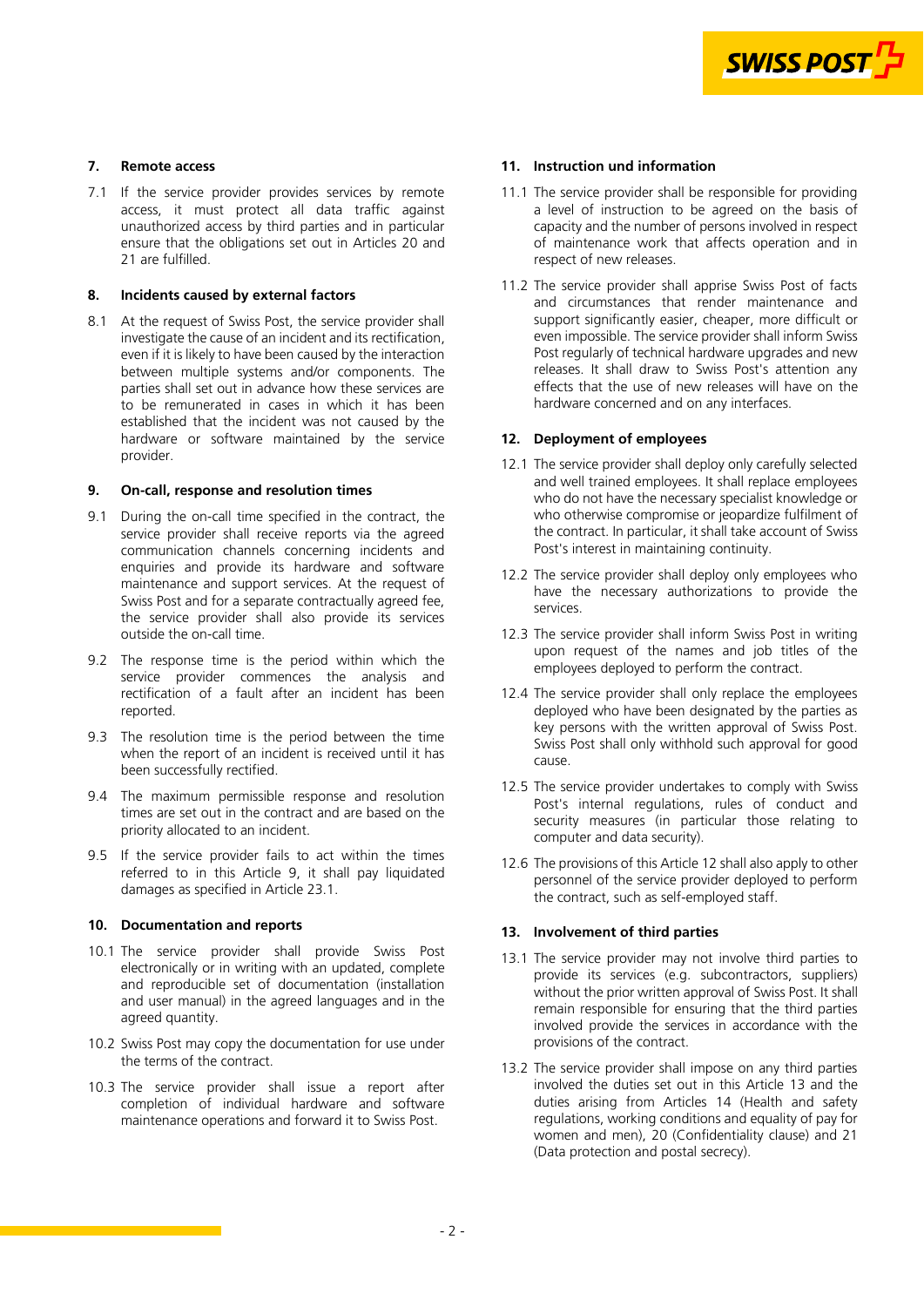## 7. Remote access

7.1 If the service provider provides services by remote access, it must protect all data traffic against unauthorized access by third parties and in particular ensure that the obligations set out in Articles 20 and 21 are fulfilled.

## 8. Incidents caused by external factors

8.1 At the request of Swiss Post, the service provider shall investigate the cause of an incident and its rectification, even if it is likely to have been caused by the interaction between multiple systems and/or components. The parties shall set out in advance how these services are to be remunerated in cases in which it has been established that the incident was not caused by the hardware or software maintained by the service provider.

## 9. On-call, response and resolution times

9.1 During the on-call time specified in the contract, the service provider shall receive reports via the agreed communication channels concerning incidents and enquiries and provide its hardware and software maintenance and support services. At the request of Swiss Post and for a separate contractually agreed fee, the service provider shall also provide its services outside the on-call time.

9.2 The response time is the period within which the service provider commences the analysis and rectification of a fault after an incident has been reported.

9.3 The resolution time is the period between the time when the report of an incident is received until it has been successfully rectified.

9.4 The maximum permissible response and resolution times are set out in the contract and are based on the priority allocated to an incident.

9.5 If the service provider fails to act within the times referred to in this Article 9, it shall pay liquidated damages as specified in Article 23.1.

## 10. Documentation and reports

10.1 The service provider shall provide Swiss Post electronically or in writing with an updated, complete and reproducible set of documentation (installation and user manual) in the agreed languages and in the agreed quantity.

10.2 Swiss Post may copy the documentation for use under the terms of the contract.

10.3 The service provider shall issue a report after completion of individual hardware and software maintenance operations and forward it to Swiss Post.

## 11. Instruction und information

11.1 The service provider shall be responsible for providing a level of instruction to be agreed on the basis of capacity and the number of persons involved in respect of maintenance work that affects operation and in respect of new releases.

11.2 The service provider shall apprise Swiss Post of facts and circumstances that render maintenance and support significantly easier, cheaper, more difficult or even impossible. The service provider shall inform Swiss Post regularly of technical hardware upgrades and new releases. It shall draw to Swiss Post's attention any effects that the use of new releases will have on the hardware concerned and on any interfaces.

## 12. Deployment of employees

12.1 The service provider shall deploy only carefully selected and well trained employees. It shall replace employees who do not have the necessary specialist knowledge or who otherwise compromise or jeopardize fulfilment of the contract. In particular, it shall take account of Swiss Post's interest in maintaining continuity.

12.2 The service provider shall deploy only employees who have the necessary authorizations to provide the services.

12.3 The service provider shall inform Swiss Post in writing upon request of the names and job titles of the employees deployed to perform the contract.

12.4 The service provider shall only replace the employees deployed who have been designated by the parties as key persons with the written approval of Swiss Post. Swiss Post shall only withhold such approval for good cause.

12.5 The service provider undertakes to comply with Swiss Post's internal regulations, rules of conduct and security measures (in particular those relating to computer and data security).

12.6 The provisions of this Article 12 shall also apply to other personnel of the service provider deployed to perform the contract, such as self-employed staff.

## 13. Involvement of third parties

13.1 The service provider may not involve third parties to provide its services (e.g. subcontractors, suppliers) without the prior written approval of Swiss Post. It shall remain responsible for ensuring that the third parties involved provide the services in accordance with the provisions of the contract.

13.2 The service provider shall impose on any third parties involved the duties set out in this Article 13 and the duties arising from Articles 14 (Health and safety regulations, working conditions and equality of pay for women and men), 20 (Confidentiality clause) and 21 (Data protection and postal secrecy).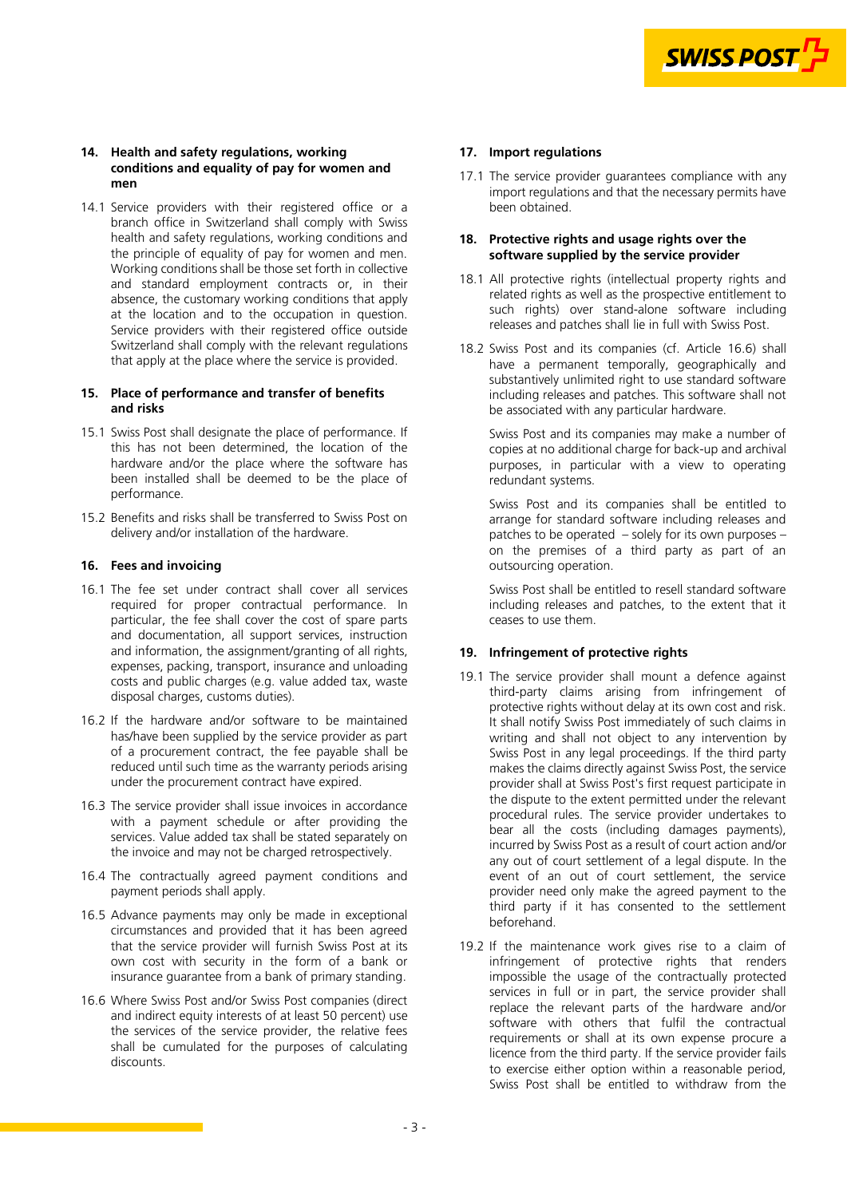## 14. Health and safety regulations, working conditions and equality of pay for women and men

14.1 Service providers with their registered office or a branch office in Switzerland shall comply with Swiss health and safety regulations, working conditions and the principle of equality of pay for women and men. Working conditions shall be those set forth in collective and standard employment contracts or, in their absence, the customary working conditions that apply at the location and to the occupation in question. Service providers with their registered office outside Switzerland shall comply with the relevant regulations that apply at the place where the service is provided.

## 15. Place of performance and transfer of benefits and risks

15.1 Swiss Post shall designate the place of performance. If this has not been determined, the location of the hardware and/or the place where the software has been installed shall be deemed to be the place of performance.

15.2 Benefits and risks shall be transferred to Swiss Post on delivery and/or installation of the hardware.

## 16. Fees and invoicing

16.1 The fee set under contract shall cover all services required for proper contractual performance. In particular, the fee shall cover the cost of spare parts and documentation, all support services, instruction and information, the assignment/granting of all rights, expenses, packing, transport, insurance and unloading costs and public charges (e.g. value added tax, waste disposal charges, customs duties).

16.2 If the hardware and/or software to be maintained has/have been supplied by the service provider as part of a procurement contract, the fee payable shall be reduced until such time as the warranty periods arising under the procurement contract have expired.

16.3 The service provider shall issue invoices in accordance with a payment schedule or after providing the services. Value added tax shall be stated separately on the invoice and may not be charged retrospectively.

16.4 The contractually agreed payment conditions and payment periods shall apply.

16.5 Advance payments may only be made in exceptional circumstances and provided that it has been agreed that the service provider will furnish Swiss Post at its own cost with security in the form of a bank or insurance guarantee from a bank of primary standing.

16.6 Where Swiss Post and/or Swiss Post companies (direct and indirect equity interests of at least 50 percent) use the services of the service provider, the relative fees shall be cumulated for the purposes of calculating discounts.

## 17. Import regulations

17.1 The service provider guarantees compliance with any import regulations and that the necessary permits have been obtained.

## 18. Protective rights and usage rights over the software supplied by the service provider

18.1 All protective rights (intellectual property rights and related rights as well as the prospective entitlement to such rights) over stand-alone software including releases and patches shall lie in full with Swiss Post.

18.2 Swiss Post and its companies (cf. Article 16.6) shall have a permanent temporally, geographically and substantively unlimited right to use standard software including releases and patches. This software shall not be associated with any particular hardware.

Swiss Post and its companies may make a number of copies at no additional charge for back-up and archival purposes, in particular with a view to operating redundant systems.

Swiss Post and its companies shall be entitled to arrange for standard software including releases and patches to be operated – solely for its own purposes – on the premises of a third party as part of an outsourcing operation.

Swiss Post shall be entitled to resell standard software including releases and patches, to the extent that it ceases to use them.

## 19. Infringement of protective rights

19.1 The service provider shall mount a defence against third-party claims arising from infringement of protective rights without delay at its own cost and risk. It shall notify Swiss Post immediately of such claims in writing and shall not object to any intervention by Swiss Post in any legal proceedings. If the third party makes the claims directly against Swiss Post, the service provider shall at Swiss Post's first request participate in the dispute to the extent permitted under the relevant procedural rules. The service provider undertakes to bear all the costs (including damages payments), incurred by Swiss Post as a result of court action and/or any out of court settlement of a legal dispute. In the event of an out of court settlement, the service provider need only make the agreed payment to the third party if it has consented to the settlement beforehand.

19.2 If the maintenance work gives rise to a claim of infringement of protective rights that renders impossible the usage of the contractually protected services in full or in part, the service provider shall replace the relevant parts of the hardware and/or software with others that fulfil the contractual requirements or shall at its own expense procure a licence from the third party. If the service provider fails to exercise either option within a reasonable period, Swiss Post shall be entitled to withdraw from the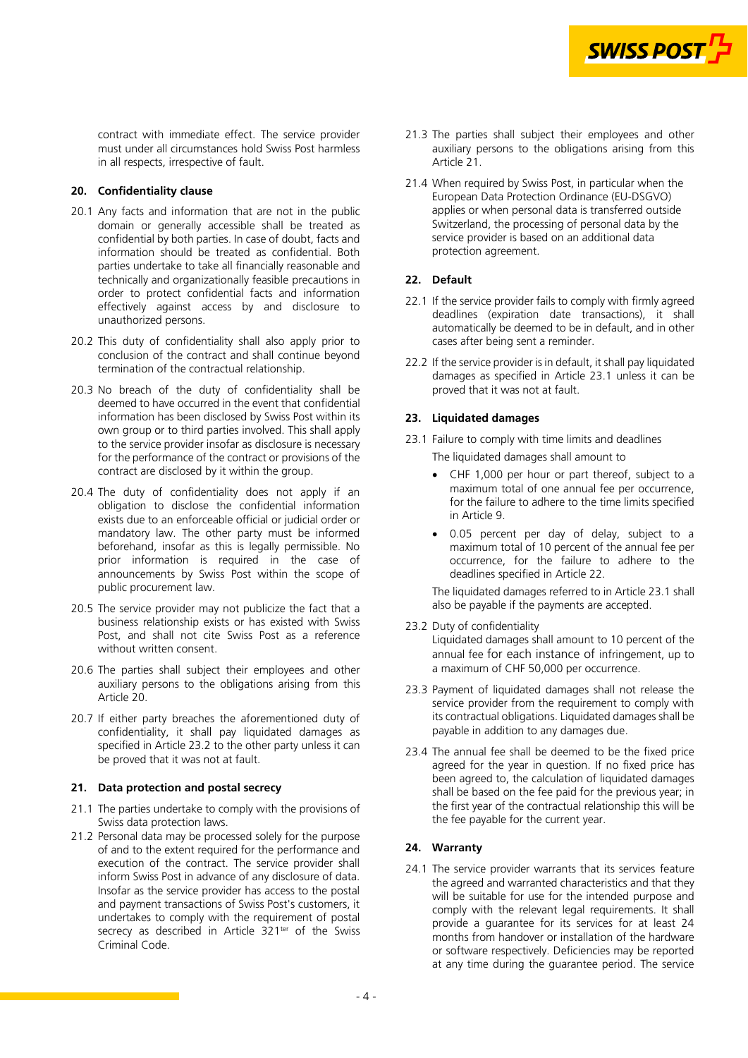contract with immediate effect. The service provider must under all circumstances hold Swiss Post harmless in all respects, irrespective of fault.

## 20. Confidentiality clause

20.1 Any facts and information that are not in the public domain or generally accessible shall be treated as confidential by both parties. In case of doubt, facts and information should be treated as confidential. Both parties undertake to take all financially reasonable and technically and organizationally feasible precautions in order to protect confidential facts and information effectively against access by and disclosure to unauthorized persons.

20.2 This duty of confidentiality shall also apply prior to conclusion of the contract and shall continue beyond termination of the contractual relationship.

20.3 No breach of the duty of confidentiality shall be deemed to have occurred in the event that confidential information has been disclosed by Swiss Post within its own group or to third parties involved. This shall apply to the service provider insofar as disclosure is necessary for the performance of the contract or provisions of the contract are disclosed by it within the group.

20.4 The duty of confidentiality does not apply if an obligation to disclose the confidential information exists due to an enforceable official or judicial order or mandatory law. The other party must be informed beforehand, insofar as this is legally permissible. No prior information is required in the case of announcements by Swiss Post within the scope of public procurement law.

20.5 The service provider may not publicize the fact that a business relationship exists or has existed with Swiss Post, and shall not cite Swiss Post as a reference without written consent.

20.6 The parties shall subject their employees and other auxiliary persons to the obligations arising from this Article 20.

20.7 If either party breaches the aforementioned duty of confidentiality, it shall pay liquidated damages as specified in Article 23.2 to the other party unless it can be proved that it was not at fault.

## 21. Data protection and postal secrecy

21.1 The parties undertake to comply with the provisions of Swiss data protection laws.

21.2 Personal data may be processed solely for the purpose of and to the extent required for the performance and execution of the contract. The service provider shall inform Swiss Post in advance of any disclosure of data. Insofar as the service provider has access to the postal and payment transactions of Swiss Post's customers, it undertakes to comply with the requirement of postal secrecy as described in Article 321[ter] of the Swiss Criminal Code.

21.3 The parties shall subject their employees and other auxiliary persons to the obligations arising from this Article 21.

21.4 When required by Swiss Post, in particular when the European Data Protection Ordinance (EU-DSGVO) applies or when personal data is transferred outside Switzerland, the processing of personal data by the service provider is based on an additional data protection agreement.

## 22. Default

22.1 If the service provider fails to comply with firmly agreed deadlines (expiration date transactions), it shall automatically be deemed to be in default, and in other cases after being sent a reminder.

22.2 If the service provider is in default, it shall pay liquidated damages as specified in Article 23.1 unless it can be proved that it was not at fault.

## 23. Liquidated damages

23.1 Failure to comply with time limits and deadlines

The liquidated damages shall amount to

- CHF 1,000 per hour or part thereof, subject to a maximum total of one annual fee per occurrence, for the failure to adhere to the time limits specified in Article 9.
- 0.05 percent per day of delay, subject to a maximum total of 10 percent of the annual fee per occurrence, for the failure to adhere to the deadlines specified in Article 22.

The liquidated damages referred to in Article 23.1 shall also be payable if the payments are accepted.

23.2 Duty of confidentiality
Liquidated damages shall amount to 10 percent of the annual fee for each instance of infringement, up to a maximum of CHF 50,000 per occurrence.

23.3 Payment of liquidated damages shall not release the service provider from the requirement to comply with its contractual obligations. Liquidated damages shall be payable in addition to any damages due.

23.4 The annual fee shall be deemed to be the fixed price agreed for the year in question. If no fixed price has been agreed to, the calculation of liquidated damages shall be based on the fee paid for the previous year; in the first year of the contractual relationship this will be the fee payable for the current year.

## 24. Warranty

24.1 The service provider warrants that its services feature the agreed and warranted characteristics and that they will be suitable for use for the intended purpose and comply with the relevant legal requirements. It shall provide a guarantee for its services for at least 24 months from handover or installation of the hardware or software respectively. Deficiencies may be reported at any time during the guarantee period. The service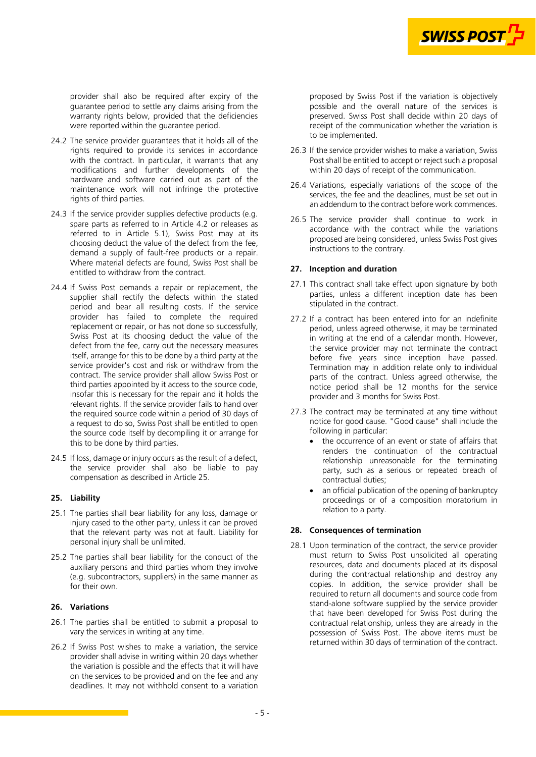provider shall also be required after expiry of the guarantee period to settle any claims arising from the warranty rights below, provided that the deficiencies were reported within the guarantee period.

24.2 The service provider guarantees that it holds all of the rights required to provide its services in accordance with the contract. In particular, it warrants that any modifications and further developments of the hardware and software carried out as part of the maintenance work will not infringe the protective rights of third parties.

24.3 If the service provider supplies defective products (e.g. spare parts as referred to in Article 4.2 or releases as referred to in Article 5.1), Swiss Post may at its choosing deduct the value of the defect from the fee, demand a supply of fault-free products or a repair. Where material defects are found, Swiss Post shall be entitled to withdraw from the contract.

24.4 If Swiss Post demands a repair or replacement, the supplier shall rectify the defects within the stated period and bear all resulting costs. If the service provider has failed to complete the required replacement or repair, or has not done so successfully, Swiss Post at its choosing deduct the value of the defect from the fee, carry out the necessary measures itself, arrange for this to be done by a third party at the service provider's cost and risk or withdraw from the contract. The service provider shall allow Swiss Post or third parties appointed by it access to the source code, insofar this is necessary for the repair and it holds the relevant rights. If the service provider fails to hand over the required source code within a period of 30 days of a request to do so, Swiss Post shall be entitled to open the source code itself by decompiling it or arrange for this to be done by third parties.

24.5 If loss, damage or injury occurs as the result of a defect, the service provider shall also be liable to pay compensation as described in Article 25.

### 25. Liability

25.1 The parties shall bear liability for any loss, damage or injury cased to the other party, unless it can be proved that the relevant party was not at fault. Liability for personal injury shall be unlimited.

25.2 The parties shall bear liability for the conduct of the auxiliary persons and third parties whom they involve (e.g. subcontractors, suppliers) in the same manner as for their own.

### 26. Variations

26.1 The parties shall be entitled to submit a proposal to vary the services in writing at any time.

26.2 If Swiss Post wishes to make a variation, the service provider shall advise in writing within 20 days whether the variation is possible and the effects that it will have on the services to be provided and on the fee and any deadlines. It may not withhold consent to a variation proposed by Swiss Post if the variation is objectively possible and the overall nature of the services is preserved. Swiss Post shall decide within 20 days of receipt of the communication whether the variation is to be implemented.

26.3 If the service provider wishes to make a variation, Swiss Post shall be entitled to accept or reject such a proposal within 20 days of receipt of the communication.

26.4 Variations, especially variations of the scope of the services, the fee and the deadlines, must be set out in an addendum to the contract before work commences.

26.5 The service provider shall continue to work in accordance with the contract while the variations proposed are being considered, unless Swiss Post gives instructions to the contrary.

### 27. Inception and duration

27.1 This contract shall take effect upon signature by both parties, unless a different inception date has been stipulated in the contract.

27.2 If a contract has been entered into for an indefinite period, unless agreed otherwise, it may be terminated in writing at the end of a calendar month. However, the service provider may not terminate the contract before five years since inception have passed. Termination may in addition relate only to individual parts of the contract. Unless agreed otherwise, the notice period shall be 12 months for the service provider and 3 months for Swiss Post.

27.3 The contract may be terminated at any time without notice for good cause. "Good cause" shall include the following in particular:

- the occurrence of an event or state of affairs that renders the continuation of the contractual relationship unreasonable for the terminating party, such as a serious or repeated breach of contractual duties;
- an official publication of the opening of bankruptcy proceedings or of a composition moratorium in relation to a party.

### 28. Consequences of termination

28.1 Upon termination of the contract, the service provider must return to Swiss Post unsolicited all operating resources, data and documents placed at its disposal during the contractual relationship and destroy any copies. In addition, the service provider shall be required to return all documents and source code from stand-alone software supplied by the service provider that have been developed for Swiss Post during the contractual relationship, unless they are already in the possession of Swiss Post. The above items must be returned within 30 days of termination of the contract.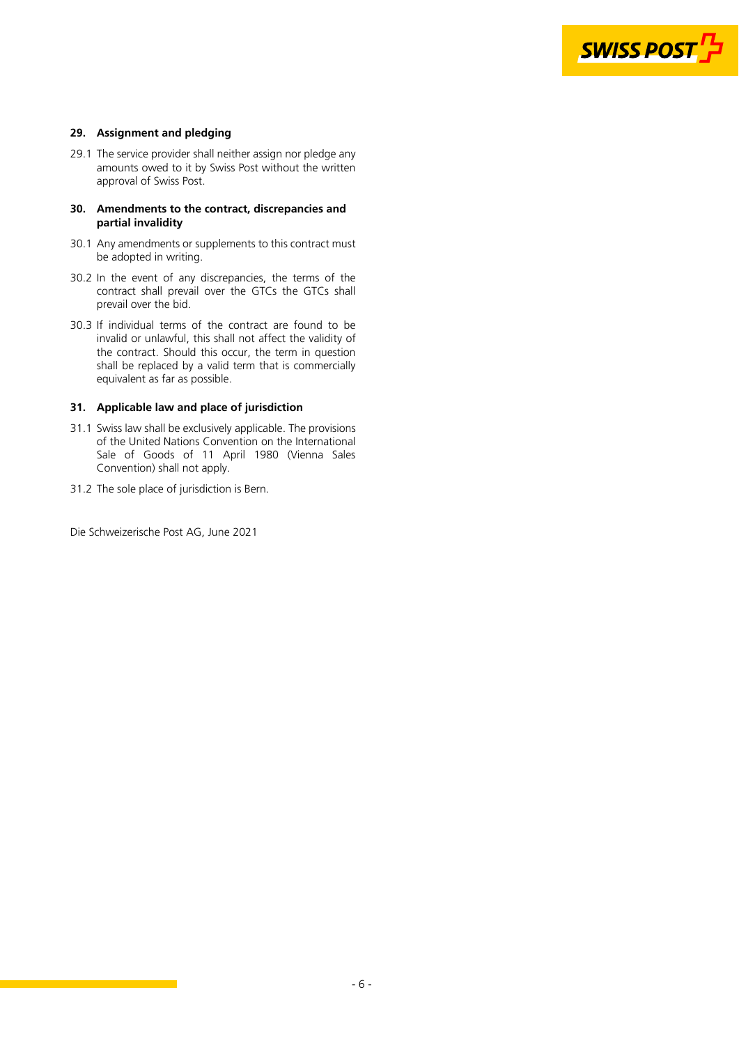## 29. Assignment and pledging

29.1 The service provider shall neither assign nor pledge any amounts owed to it by Swiss Post without the written approval of Swiss Post.

## 30. Amendments to the contract, discrepancies and partial invalidity

30.1 Any amendments or supplements to this contract must be adopted in writing.

30.2 In the event of any discrepancies, the terms of the contract shall prevail over the GTCs the GTCs shall prevail over the bid.

30.3 If individual terms of the contract are found to be invalid or unlawful, this shall not affect the validity of the contract. Should this occur, the term in question shall be replaced by a valid term that is commercially equivalent as far as possible.

## 31. Applicable law and place of jurisdiction

31.1 Swiss law shall be exclusively applicable. The provisions of the United Nations Convention on the International Sale of Goods of 11 April 1980 (Vienna Sales Convention) shall not apply.

31.2 The sole place of jurisdiction is Bern.

Die Schweizerische Post AG, June 2021